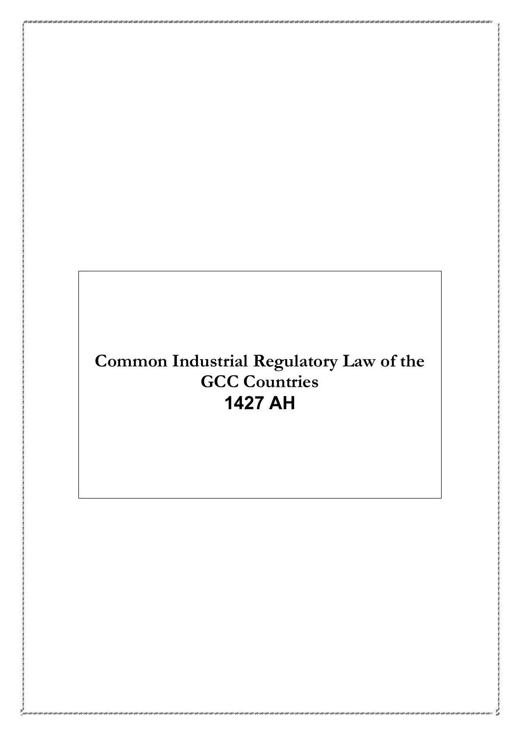# Common Industrial Regulatory Law of the GCC Countries

## 1427 AH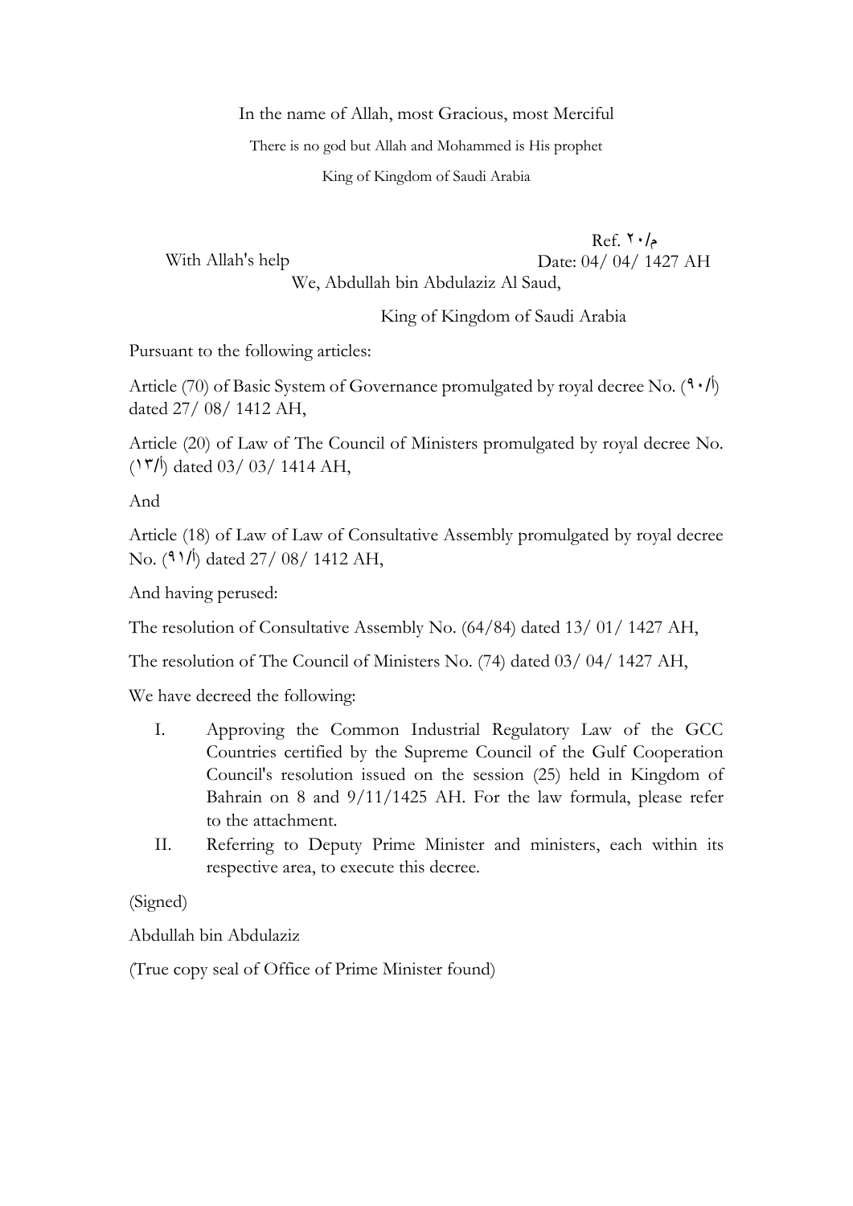In the name of Allah, most Gracious, most Merciful

There is no god but Allah and Mohammed is His prophet

King of Kingdom of Saudi Arabia

Ref. ٢٠/م

With Allah's help

Date: 04/ 04/ 1427 AH

We, Abdullah bin Abdulaziz Al Saud,

King of Kingdom of Saudi Arabia

Pursuant to the following articles:

Article (70) of Basic System of Governance promulgated by royal decree No. (٩٠/أ) dated 27/ 08/ 1412 AH,

Article (20) of Law of The Council of Ministers promulgated by royal decree No. (١٣/أ) dated 03/ 03/ 1414 AH,

And

Article (18) of Law of Law of Consultative Assembly promulgated by royal decree No. (٩١/أ) dated 27/ 08/ 1412 AH,

And having perused:

The resolution of Consultative Assembly No. (64/84) dated 13/ 01/ 1427 AH,

The resolution of The Council of Ministers No. (74) dated 03/ 04/ 1427 AH,

We have decreed the following:

I. Approving the Common Industrial Regulatory Law of the GCC Countries certified by the Supreme Council of the Gulf Cooperation Council's resolution issued on the session (25) held in Kingdom of Bahrain on 8 and 9/11/1425 AH. For the law formula, please refer to the attachment.

II. Referring to Deputy Prime Minister and ministers, each within its respective area, to execute this decree.

(Signed)

Abdullah bin Abdulaziz

(True copy seal of Office of Prime Minister found)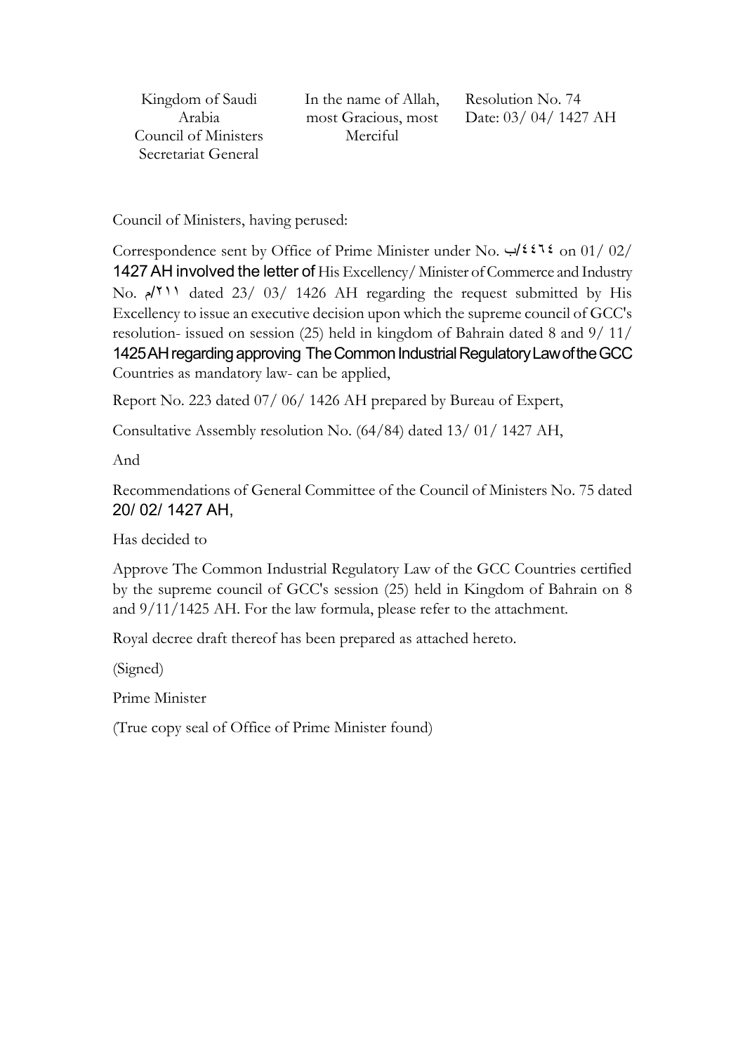Kingdom of Saudi Arabia
Council of Ministers
Secretariat General

In the name of Allah, most Gracious, most Merciful

Resolution No. 74
Date: 03/ 04/ 1427 AH

Council of Ministers, having perused:

Correspondence sent by Office of Prime Minister under No. ب/٤٤٦٤ on 01/ 02/ 1427 AH involved the letter of His Excellency/ Minister of Commerce and Industry No. م/٢١١ dated 23/ 03/ 1426 AH regarding the request submitted by His Excellency to issue an executive decision upon which the supreme council of GCC's resolution- issued on session (25) held in kingdom of Bahrain dated 8 and 9/ 11/ 1425 AH regarding approving The Common Industrial Regulatory Law of the GCC Countries as mandatory law- can be applied,

Report No. 223 dated 07/ 06/ 1426 AH prepared by Bureau of Expert,

Consultative Assembly resolution No. (64/84) dated 13/ 01/ 1427 AH,

And

Recommendations of General Committee of the Council of Ministers No. 75 dated 20/ 02/ 1427 AH,

Has decided to

Approve The Common Industrial Regulatory Law of the GCC Countries certified by the supreme council of GCC's session (25) held in Kingdom of Bahrain on 8 and 9/11/1425 AH. For the law formula, please refer to the attachment.

Royal decree draft thereof has been prepared as attached hereto.

(Signed)

Prime Minister

(True copy seal of Office of Prime Minister found)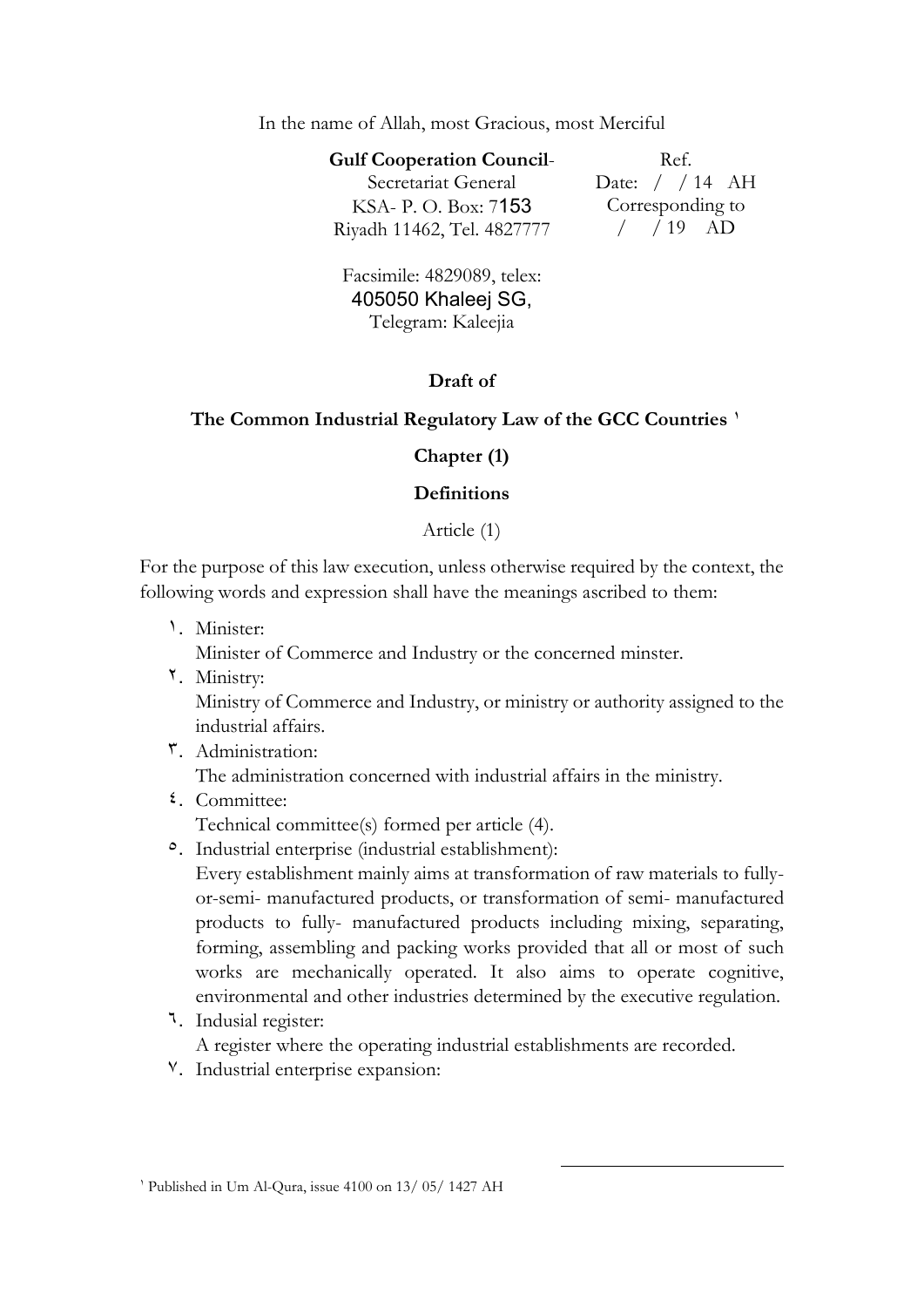In the name of Allah, most Gracious, most Merciful

**Gulf Cooperation Council**-
Secretariat General
KSA- P. O. Box: 7153
Riyadh 11462, Tel. 4827777

Ref.
Date: / / 14 AH
Corresponding to
/ / 19 AD

Facsimile: 4829089, telex:
405050 Khaleej SG,
Telegram: Kaleejia

**Draft of**

**The Common Industrial Regulatory Law of the GCC Countries** [1]

**Chapter (1)**

**Definitions**

Article (1)

For the purpose of this law execution, unless otherwise required by the context, the following words and expression shall have the meanings ascribed to them:

١. Minister:
Minister of Commerce and Industry or the concerned minster.

٢. Ministry:
Ministry of Commerce and Industry, or ministry or authority assigned to the industrial affairs.

٣. Administration:
The administration concerned with industrial affairs in the ministry.

٤. Committee:
Technical committee(s) formed per article (4).

٥. Industrial enterprise (industrial establishment):
Every establishment mainly aims at transformation of raw materials to fully-or-semi- manufactured products, or transformation of semi- manufactured products to fully- manufactured products including mixing, separating, forming, assembling and packing works provided that all or most of such works are mechanically operated. It also aims to operate cognitive, environmental and other industries determined by the executive regulation.

٦. Indusial register:
A register where the operating industrial establishments are recorded.

٧. Industrial enterprise expansion:

[1] Published in Um Al-Qura, issue 4100 on 13/ 05/ 1427 AH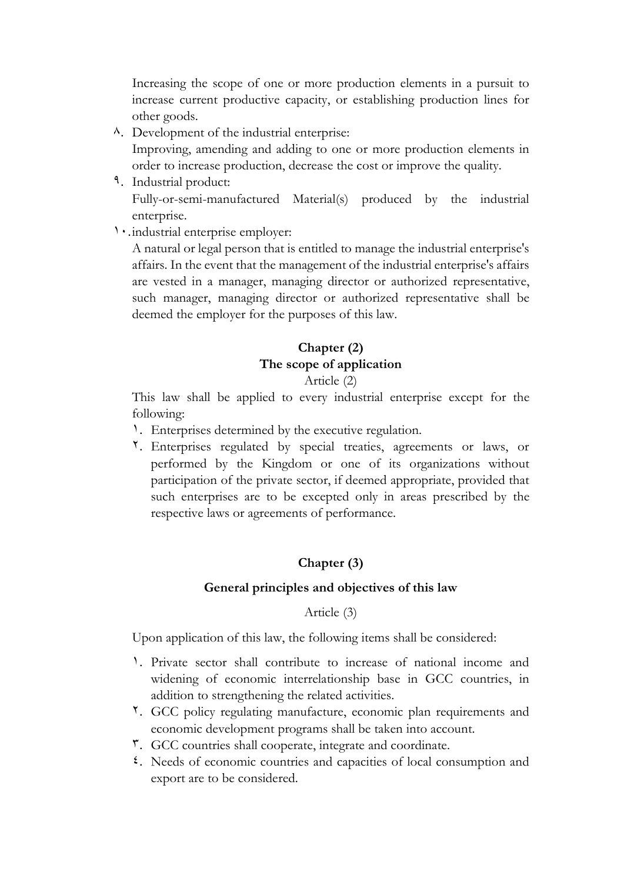Increasing the scope of one or more production elements in a pursuit to increase current productive capacity, or establishing production lines for other goods.

٨. Development of the industrial enterprise:
Improving, amending and adding to one or more production elements in order to increase production, decrease the cost or improve the quality.

٩. Industrial product:
Fully-or-semi-manufactured Material(s) produced by the industrial enterprise.

١٠. industrial enterprise employer:
A natural or legal person that is entitled to manage the industrial enterprise's affairs. In the event that the management of the industrial enterprise's affairs are vested in a manager, managing director or authorized representative, such manager, managing director or authorized representative shall be deemed the employer for the purposes of this law.

## Chapter (2)
## The scope of application

Article (2)

This law shall be applied to every industrial enterprise except for the following:

١. Enterprises determined by the executive regulation.
٢. Enterprises regulated by special treaties, agreements or laws, or performed by the Kingdom or one of its organizations without participation of the private sector, if deemed appropriate, provided that such enterprises are to be excepted only in areas prescribed by the respective laws or agreements of performance.

## Chapter (3)

## General principles and objectives of this law

Article (3)

Upon application of this law, the following items shall be considered:

١. Private sector shall contribute to increase of national income and widening of economic interrelationship base in GCC countries, in addition to strengthening the related activities.
٢. GCC policy regulating manufacture, economic plan requirements and economic development programs shall be taken into account.
٣. GCC countries shall cooperate, integrate and coordinate.
٤. Needs of economic countries and capacities of local consumption and export are to be considered.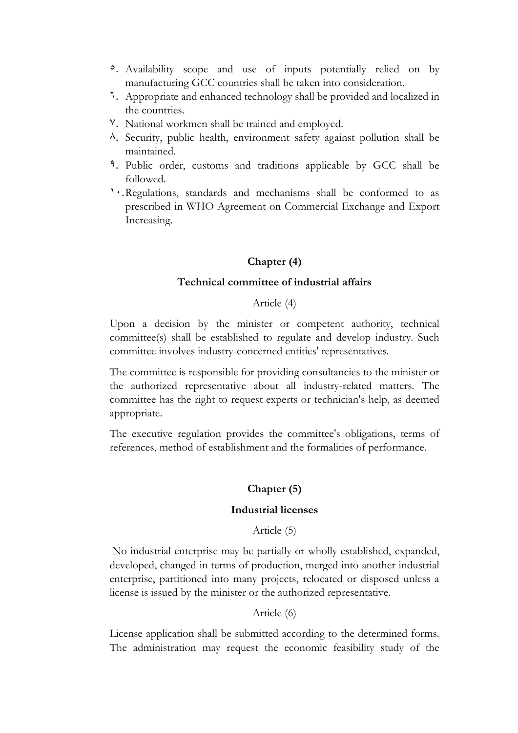٥. Availability scope and use of inputs potentially relied on by manufacturing GCC countries shall be taken into consideration.
٦. Appropriate and enhanced technology shall be provided and localized in the countries.
٧. National workmen shall be trained and employed.
٨. Security, public health, environment safety against pollution shall be maintained.
٩. Public order, customs and traditions applicable by GCC shall be followed.
١٠. Regulations, standards and mechanisms shall be conformed to as prescribed in WHO Agreement on Commercial Exchange and Export Increasing.

## Chapter (4)

### Technical committee of industrial affairs

Article (4)

Upon a decision by the minister or competent authority, technical committee(s) shall be established to regulate and develop industry. Such committee involves industry-concerned entities' representatives.

The committee is responsible for providing consultancies to the minister or the authorized representative about all industry-related matters. The committee has the right to request experts or technician's help, as deemed appropriate.

The executive regulation provides the committee's obligations, terms of references, method of establishment and the formalities of performance.

## Chapter (5)

### Industrial licenses

Article (5)

No industrial enterprise may be partially or wholly established, expanded, developed, changed in terms of production, merged into another industrial enterprise, partitioned into many projects, relocated or disposed unless a license is issued by the minister or the authorized representative.

Article (6)

License application shall be submitted according to the determined forms. The administration may request the economic feasibility study of the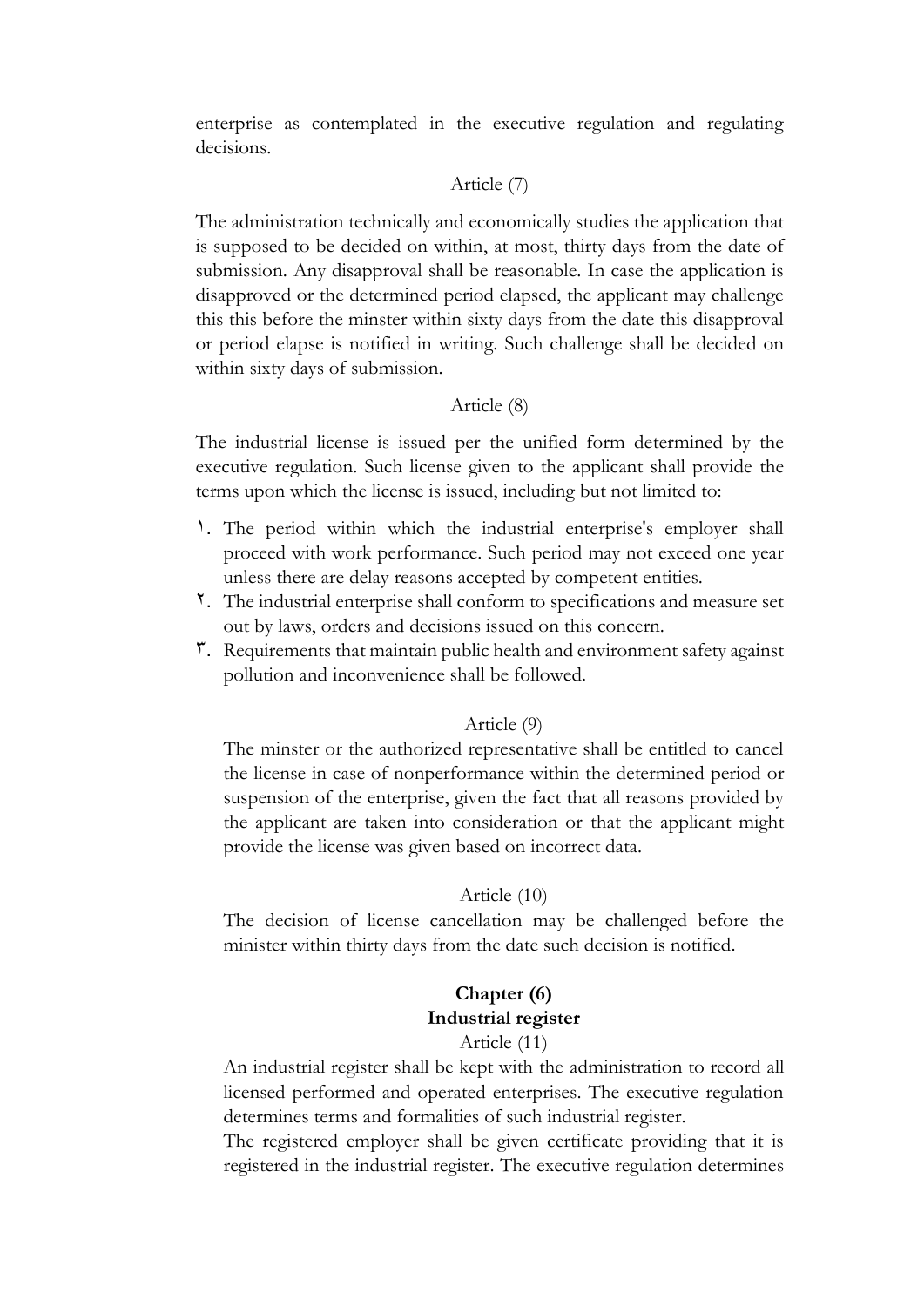enterprise as contemplated in the executive regulation and regulating decisions.

Article (7)

The administration technically and economically studies the application that is supposed to be decided on within, at most, thirty days from the date of submission. Any disapproval shall be reasonable. In case the application is disapproved or the determined period elapsed, the applicant may challenge this this before the minster within sixty days from the date this disapproval or period elapse is notified in writing. Such challenge shall be decided on within sixty days of submission.

Article (8)

The industrial license is issued per the unified form determined by the executive regulation. Such license given to the applicant shall provide the terms upon which the license is issued, including but not limited to:

١. The period within which the industrial enterprise's employer shall proceed with work performance. Such period may not exceed one year unless there are delay reasons accepted by competent entities.
٢. The industrial enterprise shall conform to specifications and measure set out by laws, orders and decisions issued on this concern.
٣. Requirements that maintain public health and environment safety against pollution and inconvenience shall be followed.

Article (9)

The minster or the authorized representative shall be entitled to cancel the license in case of nonperformance within the determined period or suspension of the enterprise, given the fact that all reasons provided by the applicant are taken into consideration or that the applicant might provide the license was given based on incorrect data.

Article (10)

The decision of license cancellation may be challenged before the minister within thirty days from the date such decision is notified.

## Chapter (6)
## Industrial register

Article (11)

An industrial register shall be kept with the administration to record all licensed performed and operated enterprises. The executive regulation determines terms and formalities of such industrial register.

The registered employer shall be given certificate providing that it is registered in the industrial register. The executive regulation determines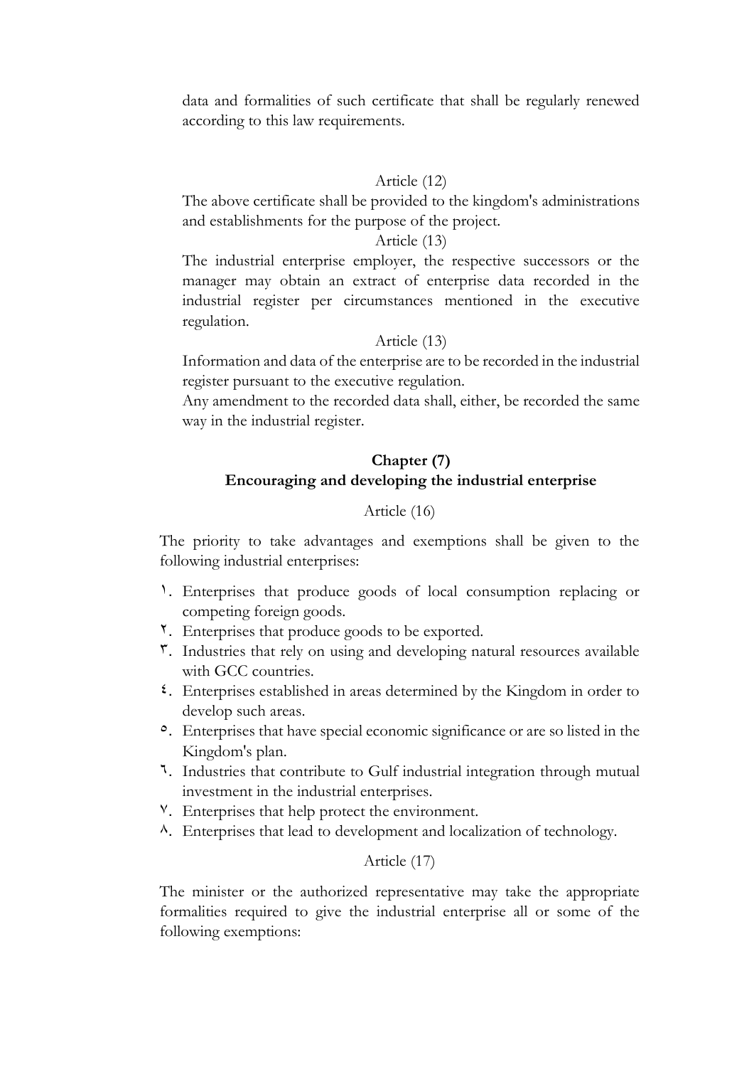data and formalities of such certificate that shall be regularly renewed according to this law requirements.

Article (12)

The above certificate shall be provided to the kingdom's administrations and establishments for the purpose of the project.

Article (13)

The industrial enterprise employer, the respective successors or the manager may obtain an extract of enterprise data recorded in the industrial register per circumstances mentioned in the executive regulation.

Article (13)

Information and data of the enterprise are to be recorded in the industrial register pursuant to the executive regulation.

Any amendment to the recorded data shall, either, be recorded the same way in the industrial register.

## Chapter (7)
## Encouraging and developing the industrial enterprise

Article (16)

The priority to take advantages and exemptions shall be given to the following industrial enterprises:

١. Enterprises that produce goods of local consumption replacing or competing foreign goods.
٢. Enterprises that produce goods to be exported.
٣. Industries that rely on using and developing natural resources available with GCC countries.
٤. Enterprises established in areas determined by the Kingdom in order to develop such areas.
٥. Enterprises that have special economic significance or are so listed in the Kingdom's plan.
٦. Industries that contribute to Gulf industrial integration through mutual investment in the industrial enterprises.
٧. Enterprises that help protect the environment.
٨. Enterprises that lead to development and localization of technology.

Article (17)

The minister or the authorized representative may take the appropriate formalities required to give the industrial enterprise all or some of the following exemptions: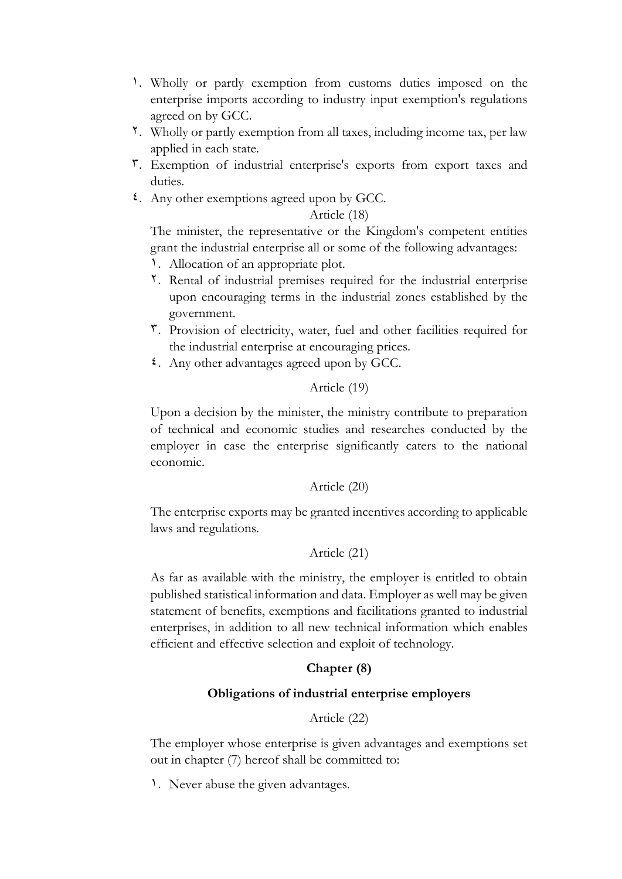١. Wholly or partly exemption from customs duties imposed on the enterprise imports according to industry input exemption's regulations agreed on by GCC.
٢. Wholly or partly exemption from all taxes, including income tax, per law applied in each state.
٣. Exemption of industrial enterprise's exports from export taxes and duties.
٤. Any other exemptions agreed upon by GCC.

Article (18)

The minister, the representative or the Kingdom's competent entities grant the industrial enterprise all or some of the following advantages:

١. Allocation of an appropriate plot.
٢. Rental of industrial premises required for the industrial enterprise upon encouraging terms in the industrial zones established by the government.
٣. Provision of electricity, water, fuel and other facilities required for the industrial enterprise at encouraging prices.
٤. Any other advantages agreed upon by GCC.

Article (19)

Upon a decision by the minister, the ministry contribute to preparation of technical and economic studies and researches conducted by the employer in case the enterprise significantly caters to the national economic.

Article (20)

The enterprise exports may be granted incentives according to applicable laws and regulations.

Article (21)

As far as available with the ministry, the employer is entitled to obtain published statistical information and data. Employer as well may be given statement of benefits, exemptions and facilitations granted to industrial enterprises, in addition to all new technical information which enables efficient and effective selection and exploit of technology.

## Chapter (8)

### Obligations of industrial enterprise employers

Article (22)

The employer whose enterprise is given advantages and exemptions set out in chapter (7) hereof shall be committed to:

١. Never abuse the given advantages.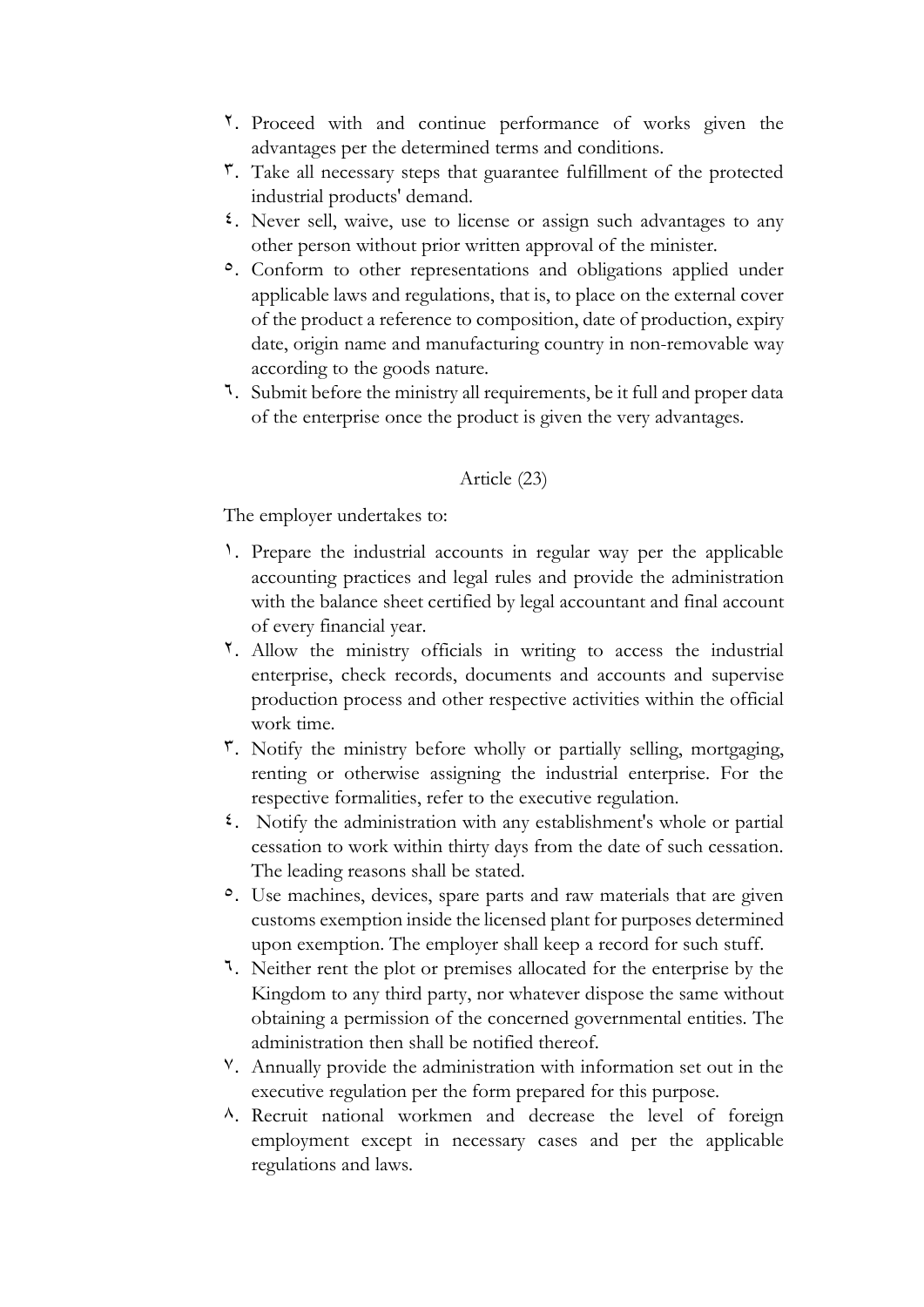٢. Proceed with and continue performance of works given the advantages per the determined terms and conditions.
٣. Take all necessary steps that guarantee fulfillment of the protected industrial products' demand.
٤. Never sell, waive, use to license or assign such advantages to any other person without prior written approval of the minister.
٥. Conform to other representations and obligations applied under applicable laws and regulations, that is, to place on the external cover of the product a reference to composition, date of production, expiry date, origin name and manufacturing country in non-removable way according to the goods nature.
٦. Submit before the ministry all requirements, be it full and proper data of the enterprise once the product is given the very advantages.

## Article (23)

The employer undertakes to:

١. Prepare the industrial accounts in regular way per the applicable accounting practices and legal rules and provide the administration with the balance sheet certified by legal accountant and final account of every financial year.
٢. Allow the ministry officials in writing to access the industrial enterprise, check records, documents and accounts and supervise production process and other respective activities within the official work time.
٣. Notify the ministry before wholly or partially selling, mortgaging, renting or otherwise assigning the industrial enterprise. For the respective formalities, refer to the executive regulation.
٤. Notify the administration with any establishment's whole or partial cessation to work within thirty days from the date of such cessation. The leading reasons shall be stated.
٥. Use machines, devices, spare parts and raw materials that are given customs exemption inside the licensed plant for purposes determined upon exemption. The employer shall keep a record for such stuff.
٦. Neither rent the plot or premises allocated for the enterprise by the Kingdom to any third party, nor whatever dispose the same without obtaining a permission of the concerned governmental entities. The administration then shall be notified thereof.
٧. Annually provide the administration with information set out in the executive regulation per the form prepared for this purpose.
٨. Recruit national workmen and decrease the level of foreign employment except in necessary cases and per the applicable regulations and laws.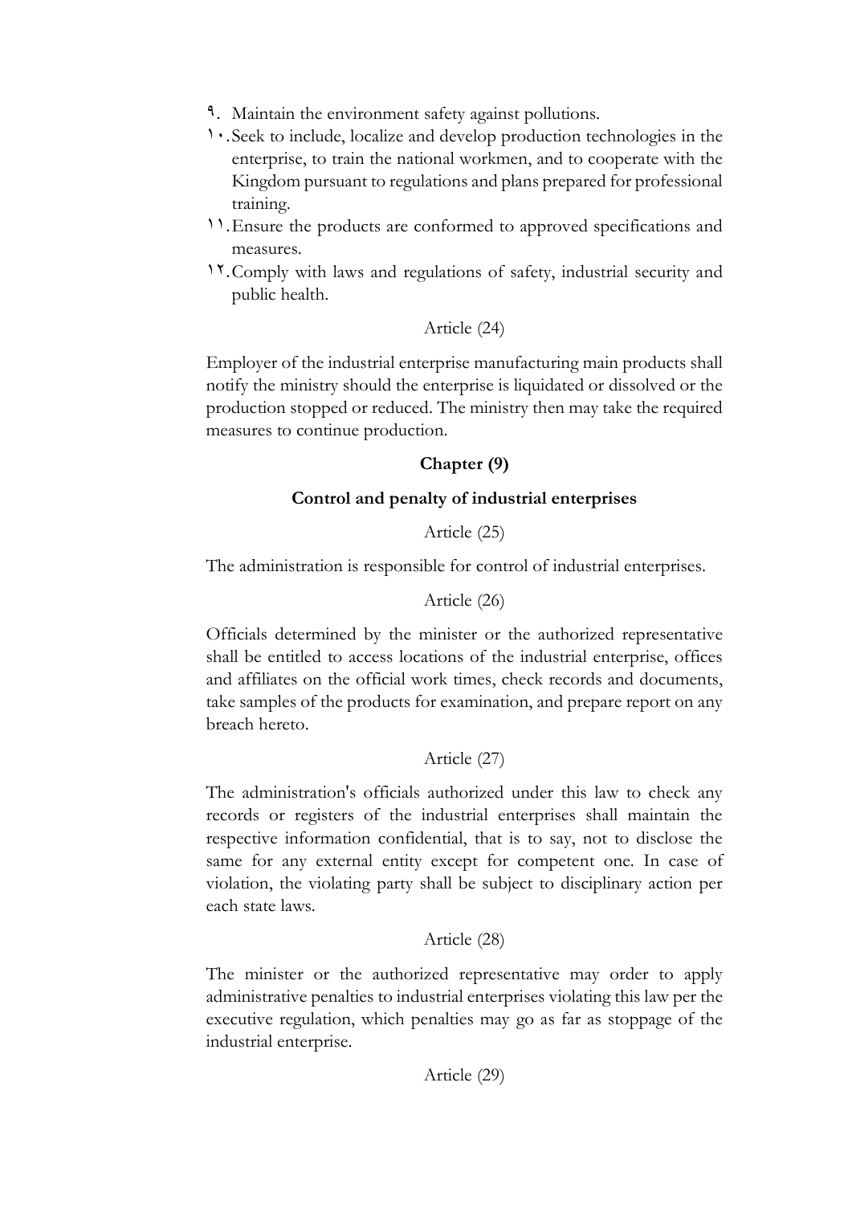٩. Maintain the environment safety against pollutions.

١٠. Seek to include, localize and develop production technologies in the enterprise, to train the national workmen, and to cooperate with the Kingdom pursuant to regulations and plans prepared for professional training.

١١. Ensure the products are conformed to approved specifications and measures.

١٢. Comply with laws and regulations of safety, industrial security and public health.

Article (24)

Employer of the industrial enterprise manufacturing main products shall notify the ministry should the enterprise is liquidated or dissolved or the production stopped or reduced. The ministry then may take the required measures to continue production.

## Chapter (9)

## Control and penalty of industrial enterprises

Article (25)

The administration is responsible for control of industrial enterprises.

Article (26)

Officials determined by the minister or the authorized representative shall be entitled to access locations of the industrial enterprise, offices and affiliates on the official work times, check records and documents, take samples of the products for examination, and prepare report on any breach hereto.

Article (27)

The administration's officials authorized under this law to check any records or registers of the industrial enterprises shall maintain the respective information confidential, that is to say, not to disclose the same for any external entity except for competent one. In case of violation, the violating party shall be subject to disciplinary action per each state laws.

Article (28)

The minister or the authorized representative may order to apply administrative penalties to industrial enterprises violating this law per the executive regulation, which penalties may go as far as stoppage of the industrial enterprise.

Article (29)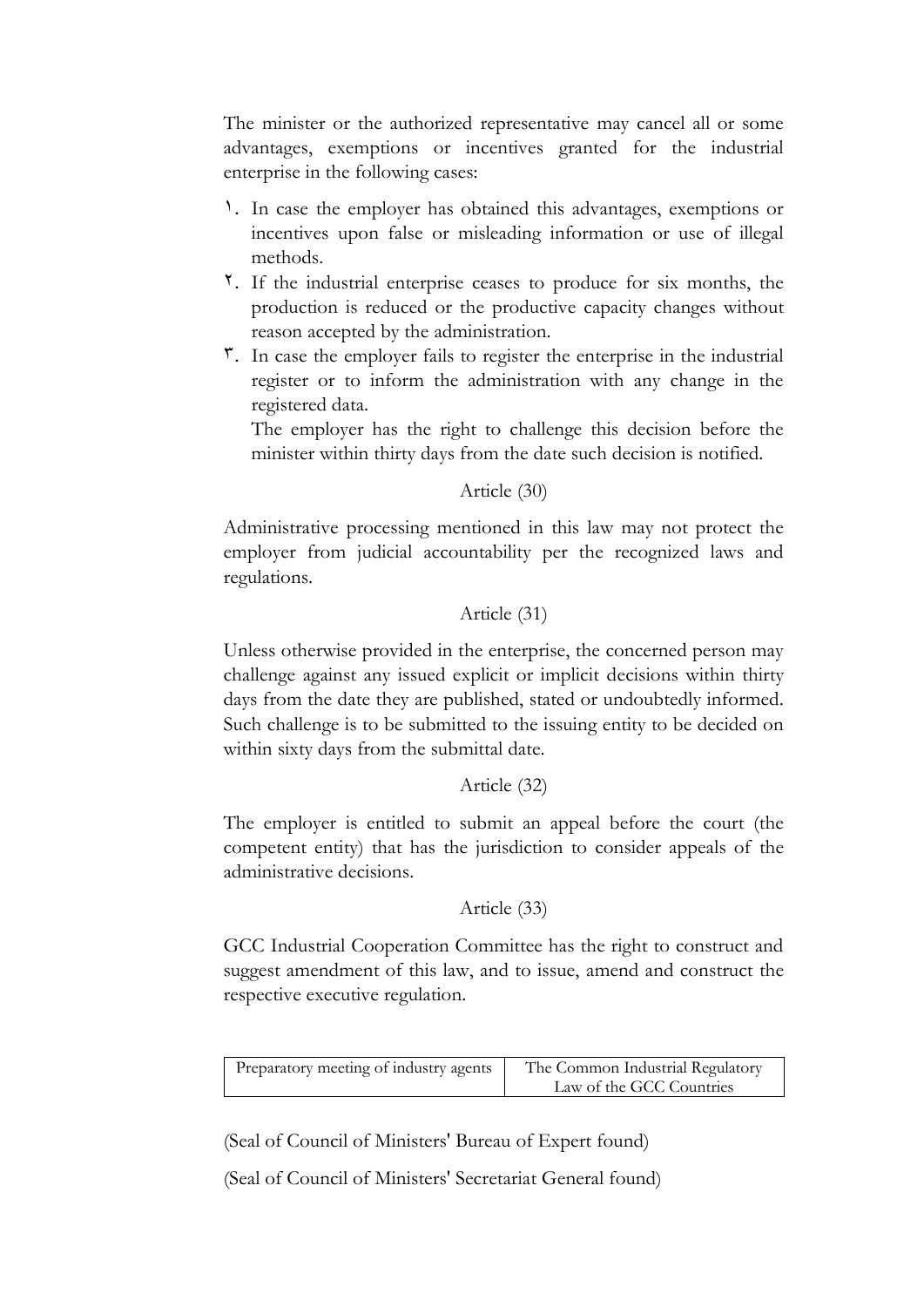The minister or the authorized representative may cancel all or some advantages, exemptions or incentives granted for the industrial enterprise in the following cases:

١. In case the employer has obtained this advantages, exemptions or incentives upon false or misleading information or use of illegal methods.

٢. If the industrial enterprise ceases to produce for six months, the production is reduced or the productive capacity changes without reason accepted by the administration.

٣. In case the employer fails to register the enterprise in the industrial register or to inform the administration with any change in the registered data.

   The employer has the right to challenge this decision before the minister within thirty days from the date such decision is notified.

Article (30)

Administrative processing mentioned in this law may not protect the employer from judicial accountability per the recognized laws and regulations.

Article (31)

Unless otherwise provided in the enterprise, the concerned person may challenge against any issued explicit or implicit decisions within thirty days from the date they are published, stated or undoubtedly informed. Such challenge is to be submitted to the issuing entity to be decided on within sixty days from the submittal date.

Article (32)

The employer is entitled to submit an appeal before the court (the competent entity) that has the jurisdiction to consider appeals of the administrative decisions.

Article (33)

GCC Industrial Cooperation Committee has the right to construct and suggest amendment of this law, and to issue, amend and construct the respective executive regulation.

| Preparatory meeting of industry agents | The Common Industrial Regulatory Law of the GCC Countries |
|---|---|

(Seal of Council of Ministers' Bureau of Expert found)

(Seal of Council of Ministers' Secretariat General found)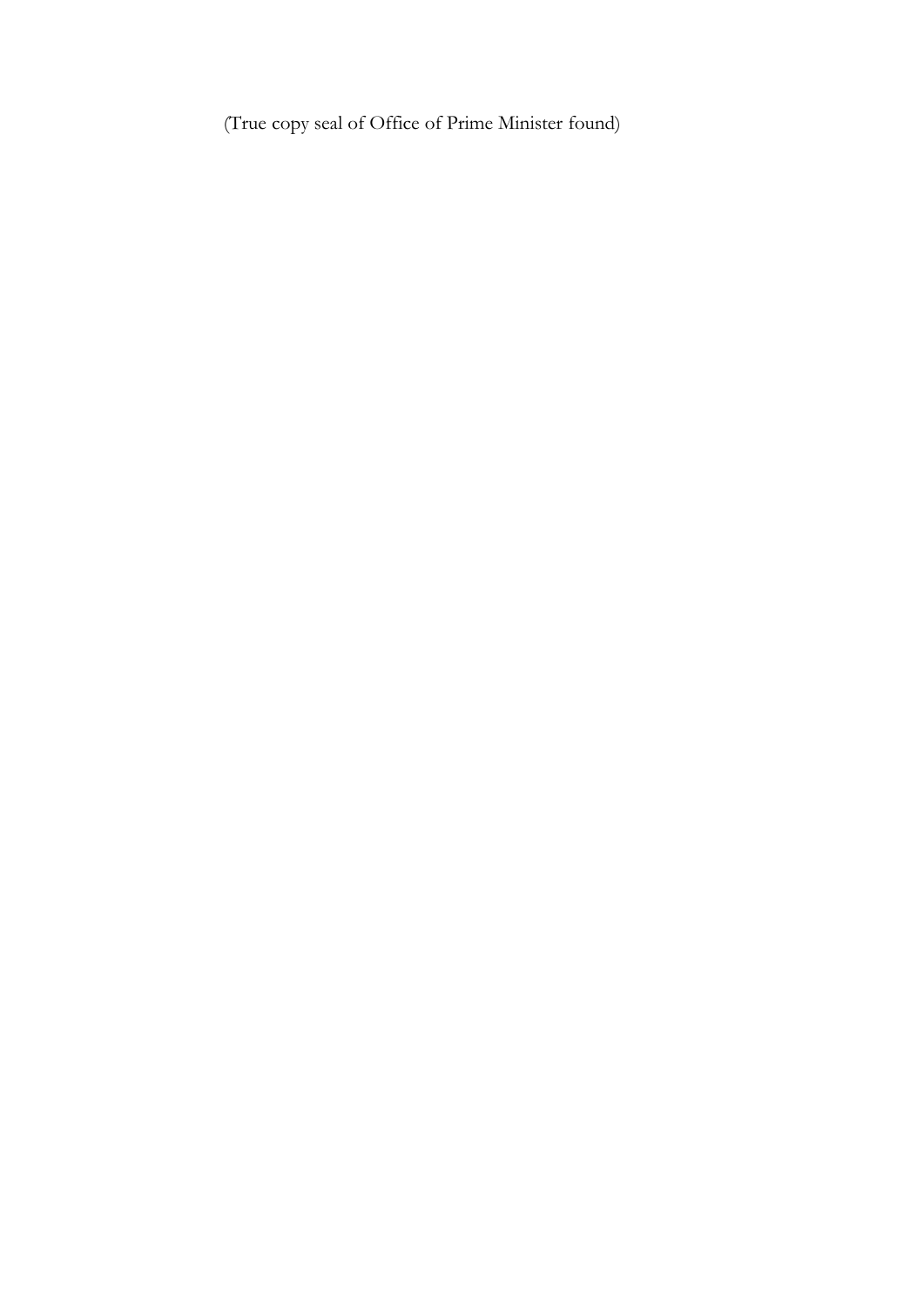(True copy seal of Office of Prime Minister found)